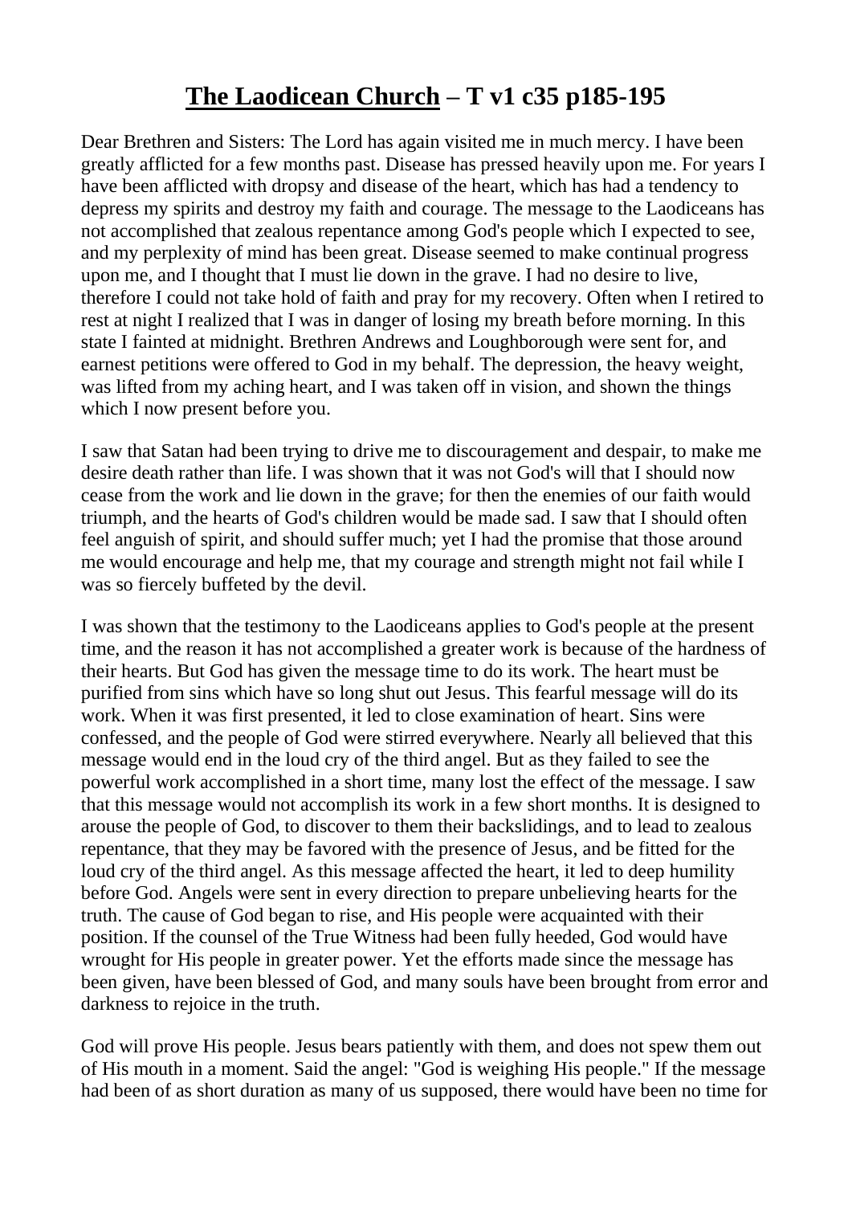# **The Laodicean Church – T v1 c35 p185-195**

Dear Brethren and Sisters: The Lord has again visited me in much mercy. I have been greatly afflicted for a few months past. Disease has pressed heavily upon me. For years I have been afflicted with dropsy and disease of the heart, which has had a tendency to depress my spirits and destroy my faith and courage. The message to the Laodiceans has not accomplished that zealous repentance among God's people which I expected to see, and my perplexity of mind has been great. Disease seemed to make continual progress upon me, and I thought that I must lie down in the grave. I had no desire to live, therefore I could not take hold of faith and pray for my recovery. Often when I retired to rest at night I realized that I was in danger of losing my breath before morning. In this state I fainted at midnight. Brethren Andrews and Loughborough were sent for, and earnest petitions were offered to God in my behalf. The depression, the heavy weight, was lifted from my aching heart, and I was taken off in vision, and shown the things which I now present before you.

I saw that Satan had been trying to drive me to discouragement and despair, to make me desire death rather than life. I was shown that it was not God's will that I should now cease from the work and lie down in the grave; for then the enemies of our faith would triumph, and the hearts of God's children would be made sad. I saw that I should often feel anguish of spirit, and should suffer much; yet I had the promise that those around me would encourage and help me, that my courage and strength might not fail while I was so fiercely buffeted by the devil.

I was shown that the testimony to the Laodiceans applies to God's people at the present time, and the reason it has not accomplished a greater work is because of the hardness of their hearts. But God has given the message time to do its work. The heart must be purified from sins which have so long shut out Jesus. This fearful message will do its work. When it was first presented, it led to close examination of heart. Sins were confessed, and the people of God were stirred everywhere. Nearly all believed that this message would end in the loud cry of the third angel. But as they failed to see the powerful work accomplished in a short time, many lost the effect of the message. I saw that this message would not accomplish its work in a few short months. It is designed to arouse the people of God, to discover to them their backslidings, and to lead to zealous repentance, that they may be favored with the presence of Jesus, and be fitted for the loud cry of the third angel. As this message affected the heart, it led to deep humility before God. Angels were sent in every direction to prepare unbelieving hearts for the truth. The cause of God began to rise, and His people were acquainted with their position. If the counsel of the True Witness had been fully heeded, God would have wrought for His people in greater power. Yet the efforts made since the message has been given, have been blessed of God, and many souls have been brought from error and darkness to rejoice in the truth.

God will prove His people. Jesus bears patiently with them, and does not spew them out of His mouth in a moment. Said the angel: "God is weighing His people." If the message had been of as short duration as many of us supposed, there would have been no time for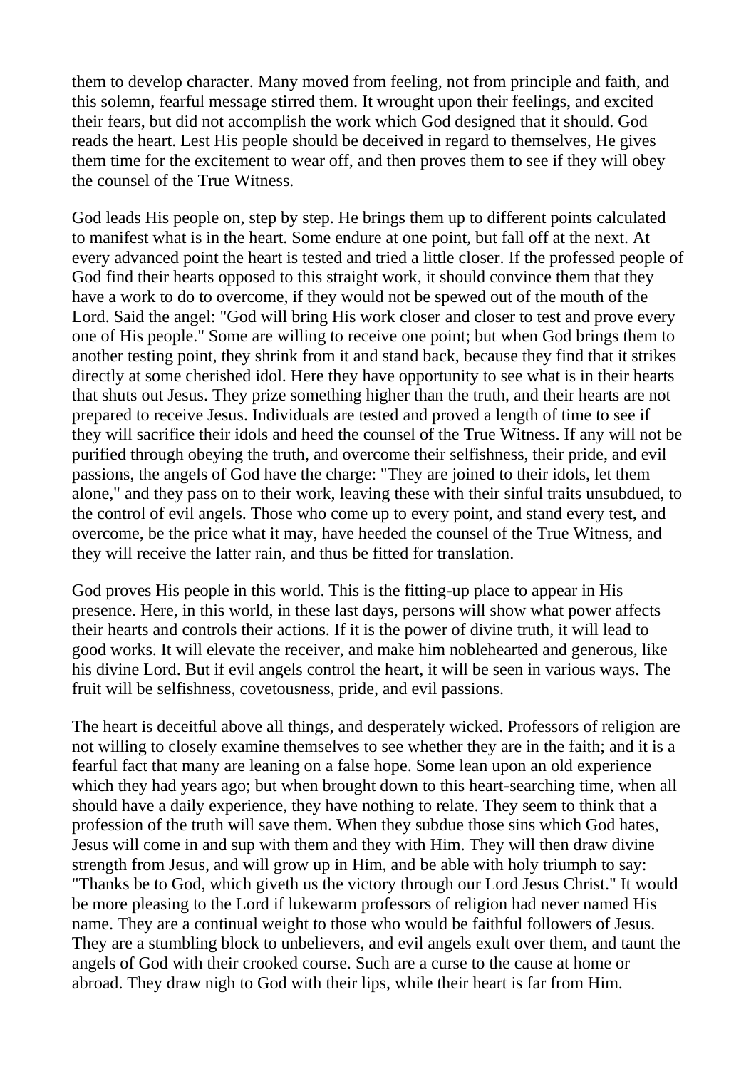them to develop character. Many moved from feeling, not from principle and faith, and this solemn, fearful message stirred them. It wrought upon their feelings, and excited their fears, but did not accomplish the work which God designed that it should. God reads the heart. Lest His people should be deceived in regard to themselves, He gives them time for the excitement to wear off, and then proves them to see if they will obey the counsel of the True Witness.

God leads His people on, step by step. He brings them up to different points calculated to manifest what is in the heart. Some endure at one point, but fall off at the next. At every advanced point the heart is tested and tried a little closer. If the professed people of God find their hearts opposed to this straight work, it should convince them that they have a work to do to overcome, if they would not be spewed out of the mouth of the Lord. Said the angel: "God will bring His work closer and closer to test and prove every one of His people." Some are willing to receive one point; but when God brings them to another testing point, they shrink from it and stand back, because they find that it strikes directly at some cherished idol. Here they have opportunity to see what is in their hearts that shuts out Jesus. They prize something higher than the truth, and their hearts are not prepared to receive Jesus. Individuals are tested and proved a length of time to see if they will sacrifice their idols and heed the counsel of the True Witness. If any will not be purified through obeying the truth, and overcome their selfishness, their pride, and evil passions, the angels of God have the charge: "They are joined to their idols, let them alone," and they pass on to their work, leaving these with their sinful traits unsubdued, to the control of evil angels. Those who come up to every point, and stand every test, and overcome, be the price what it may, have heeded the counsel of the True Witness, and they will receive the latter rain, and thus be fitted for translation.

God proves His people in this world. This is the fitting-up place to appear in His presence. Here, in this world, in these last days, persons will show what power affects their hearts and controls their actions. If it is the power of divine truth, it will lead to good works. It will elevate the receiver, and make him noblehearted and generous, like his divine Lord. But if evil angels control the heart, it will be seen in various ways. The fruit will be selfishness, covetousness, pride, and evil passions.

The heart is deceitful above all things, and desperately wicked. Professors of religion are not willing to closely examine themselves to see whether they are in the faith; and it is a fearful fact that many are leaning on a false hope. Some lean upon an old experience which they had years ago; but when brought down to this heart-searching time, when all should have a daily experience, they have nothing to relate. They seem to think that a profession of the truth will save them. When they subdue those sins which God hates, Jesus will come in and sup with them and they with Him. They will then draw divine strength from Jesus, and will grow up in Him, and be able with holy triumph to say: "Thanks be to God, which giveth us the victory through our Lord Jesus Christ." It would be more pleasing to the Lord if lukewarm professors of religion had never named His name. They are a continual weight to those who would be faithful followers of Jesus. They are a stumbling block to unbelievers, and evil angels exult over them, and taunt the angels of God with their crooked course. Such are a curse to the cause at home or abroad. They draw nigh to God with their lips, while their heart is far from Him.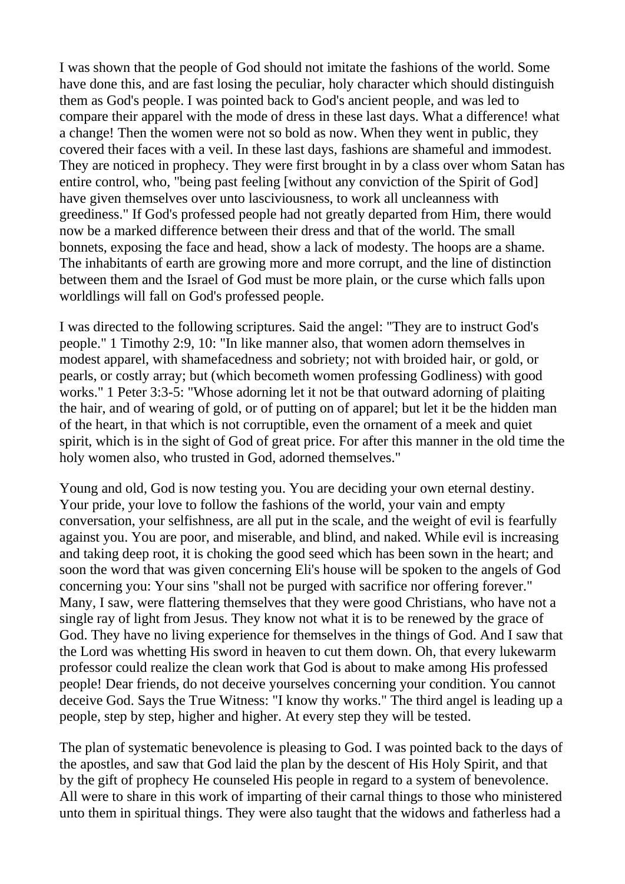I was shown that the people of God should not imitate the fashions of the world. Some have done this, and are fast losing the peculiar, holy character which should distinguish them as God's people. I was pointed back to God's ancient people, and was led to compare their apparel with the mode of dress in these last days. What a difference! what a change! Then the women were not so bold as now. When they went in public, they covered their faces with a veil. In these last days, fashions are shameful and immodest. They are noticed in prophecy. They were first brought in by a class over whom Satan has entire control, who, "being past feeling [without any conviction of the Spirit of God] have given themselves over unto lasciviousness, to work all uncleanness with greediness." If God's professed people had not greatly departed from Him, there would now be a marked difference between their dress and that of the world. The small bonnets, exposing the face and head, show a lack of modesty. The hoops are a shame. The inhabitants of earth are growing more and more corrupt, and the line of distinction between them and the Israel of God must be more plain, or the curse which falls upon worldlings will fall on God's professed people.

I was directed to the following scriptures. Said the angel: "They are to instruct God's people." 1 Timothy 2:9, 10: "In like manner also, that women adorn themselves in modest apparel, with shamefacedness and sobriety; not with broided hair, or gold, or pearls, or costly array; but (which becometh women professing Godliness) with good works." 1 Peter 3:3-5: "Whose adorning let it not be that outward adorning of plaiting the hair, and of wearing of gold, or of putting on of apparel; but let it be the hidden man of the heart, in that which is not corruptible, even the ornament of a meek and quiet spirit, which is in the sight of God of great price. For after this manner in the old time the holy women also, who trusted in God, adorned themselves."

Young and old, God is now testing you. You are deciding your own eternal destiny. Your pride, your love to follow the fashions of the world, your vain and empty conversation, your selfishness, are all put in the scale, and the weight of evil is fearfully against you. You are poor, and miserable, and blind, and naked. While evil is increasing and taking deep root, it is choking the good seed which has been sown in the heart; and soon the word that was given concerning Eli's house will be spoken to the angels of God concerning you: Your sins "shall not be purged with sacrifice nor offering forever." Many, I saw, were flattering themselves that they were good Christians, who have not a single ray of light from Jesus. They know not what it is to be renewed by the grace of God. They have no living experience for themselves in the things of God. And I saw that the Lord was whetting His sword in heaven to cut them down. Oh, that every lukewarm professor could realize the clean work that God is about to make among His professed people! Dear friends, do not deceive yourselves concerning your condition. You cannot deceive God. Says the True Witness: "I know thy works." The third angel is leading up a people, step by step, higher and higher. At every step they will be tested.

The plan of systematic benevolence is pleasing to God. I was pointed back to the days of the apostles, and saw that God laid the plan by the descent of His Holy Spirit, and that by the gift of prophecy He counseled His people in regard to a system of benevolence. All were to share in this work of imparting of their carnal things to those who ministered unto them in spiritual things. They were also taught that the widows and fatherless had a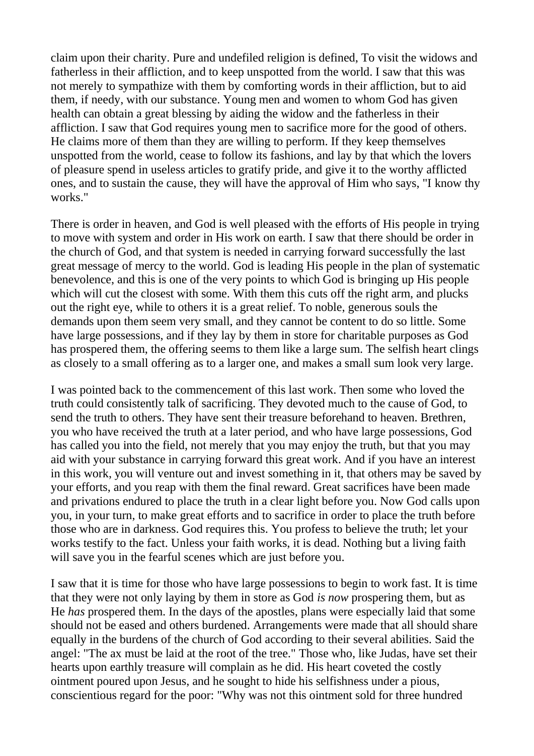claim upon their charity. Pure and undefiled religion is defined, To visit the widows and fatherless in their affliction, and to keep unspotted from the world. I saw that this was not merely to sympathize with them by comforting words in their affliction, but to aid them, if needy, with our substance. Young men and women to whom God has given health can obtain a great blessing by aiding the widow and the fatherless in their affliction. I saw that God requires young men to sacrifice more for the good of others. He claims more of them than they are willing to perform. If they keep themselves unspotted from the world, cease to follow its fashions, and lay by that which the lovers of pleasure spend in useless articles to gratify pride, and give it to the worthy afflicted ones, and to sustain the cause, they will have the approval of Him who says, "I know thy works."

There is order in heaven, and God is well pleased with the efforts of His people in trying to move with system and order in His work on earth. I saw that there should be order in the church of God, and that system is needed in carrying forward successfully the last great message of mercy to the world. God is leading His people in the plan of systematic benevolence, and this is one of the very points to which God is bringing up His people which will cut the closest with some. With them this cuts off the right arm, and plucks out the right eye, while to others it is a great relief. To noble, generous souls the demands upon them seem very small, and they cannot be content to do so little. Some have large possessions, and if they lay by them in store for charitable purposes as God has prospered them, the offering seems to them like a large sum. The selfish heart clings as closely to a small offering as to a larger one, and makes a small sum look very large.

I was pointed back to the commencement of this last work. Then some who loved the truth could consistently talk of sacrificing. They devoted much to the cause of God, to send the truth to others. They have sent their treasure beforehand to heaven. Brethren, you who have received the truth at a later period, and who have large possessions, God has called you into the field, not merely that you may enjoy the truth, but that you may aid with your substance in carrying forward this great work. And if you have an interest in this work, you will venture out and invest something in it, that others may be saved by your efforts, and you reap with them the final reward. Great sacrifices have been made and privations endured to place the truth in a clear light before you. Now God calls upon you, in your turn, to make great efforts and to sacrifice in order to place the truth before those who are in darkness. God requires this. You profess to believe the truth; let your works testify to the fact. Unless your faith works, it is dead. Nothing but a living faith will save you in the fearful scenes which are just before you.

I saw that it is time for those who have large possessions to begin to work fast. It is time that they were not only laying by them in store as God *is now* prospering them, but as He *has* prospered them. In the days of the apostles, plans were especially laid that some should not be eased and others burdened. Arrangements were made that all should share equally in the burdens of the church of God according to their several abilities. Said the angel: "The ax must be laid at the root of the tree." Those who, like Judas, have set their hearts upon earthly treasure will complain as he did. His heart coveted the costly ointment poured upon Jesus, and he sought to hide his selfishness under a pious, conscientious regard for the poor: "Why was not this ointment sold for three hundred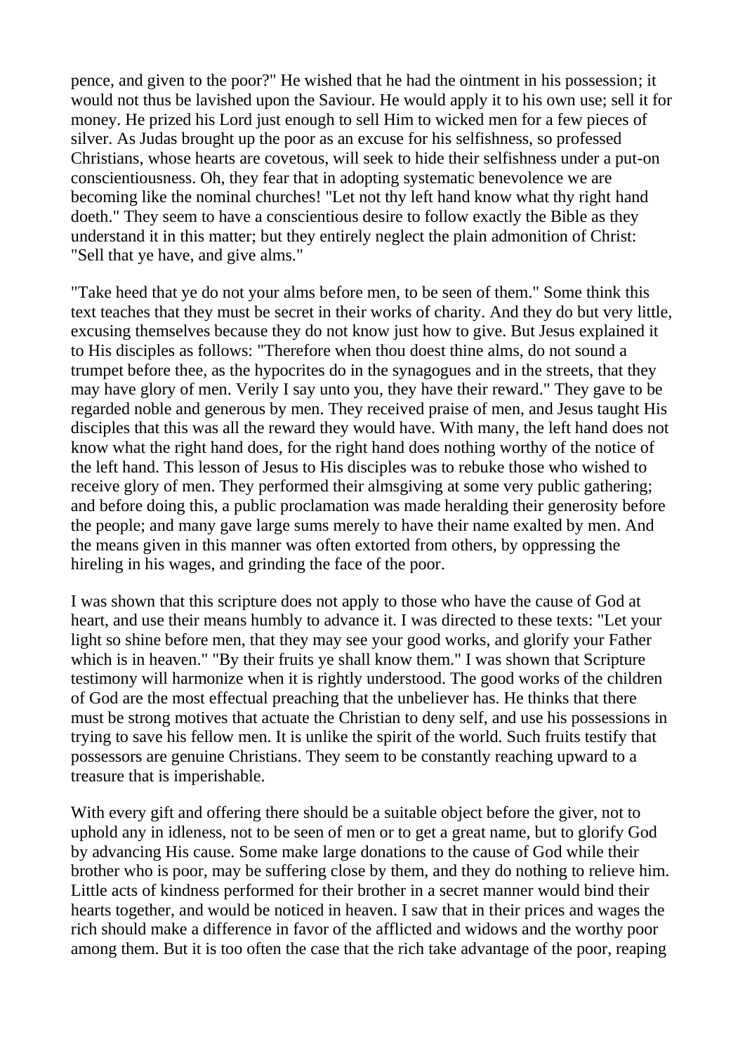pence, and given to the poor?" He wished that he had the ointment in his possession; it would not thus be lavished upon the Saviour. He would apply it to his own use; sell it for money. He prized his Lord just enough to sell Him to wicked men for a few pieces of silver. As Judas brought up the poor as an excuse for his selfishness, so professed Christians, whose hearts are covetous, will seek to hide their selfishness under a put-on conscientiousness. Oh, they fear that in adopting systematic benevolence we are becoming like the nominal churches! "Let not thy left hand know what thy right hand doeth." They seem to have a conscientious desire to follow exactly the Bible as they understand it in this matter; but they entirely neglect the plain admonition of Christ: "Sell that ye have, and give alms."

"Take heed that ye do not your alms before men, to be seen of them." Some think this text teaches that they must be secret in their works of charity. And they do but very little, excusing themselves because they do not know just how to give. But Jesus explained it to His disciples as follows: "Therefore when thou doest thine alms, do not sound a trumpet before thee, as the hypocrites do in the synagogues and in the streets, that they may have glory of men. Verily I say unto you, they have their reward." They gave to be regarded noble and generous by men. They received praise of men, and Jesus taught His disciples that this was all the reward they would have. With many, the left hand does not know what the right hand does, for the right hand does nothing worthy of the notice of the left hand. This lesson of Jesus to His disciples was to rebuke those who wished to receive glory of men. They performed their almsgiving at some very public gathering; and before doing this, a public proclamation was made heralding their generosity before the people; and many gave large sums merely to have their name exalted by men. And the means given in this manner was often extorted from others, by oppressing the hireling in his wages, and grinding the face of the poor.

I was shown that this scripture does not apply to those who have the cause of God at heart, and use their means humbly to advance it. I was directed to these texts: "Let your light so shine before men, that they may see your good works, and glorify your Father which is in heaven." "By their fruits ye shall know them." I was shown that Scripture testimony will harmonize when it is rightly understood. The good works of the children of God are the most effectual preaching that the unbeliever has. He thinks that there must be strong motives that actuate the Christian to deny self, and use his possessions in trying to save his fellow men. It is unlike the spirit of the world. Such fruits testify that possessors are genuine Christians. They seem to be constantly reaching upward to a treasure that is imperishable.

With every gift and offering there should be a suitable object before the giver, not to uphold any in idleness, not to be seen of men or to get a great name, but to glorify God by advancing His cause. Some make large donations to the cause of God while their brother who is poor, may be suffering close by them, and they do nothing to relieve him. Little acts of kindness performed for their brother in a secret manner would bind their hearts together, and would be noticed in heaven. I saw that in their prices and wages the rich should make a difference in favor of the afflicted and widows and the worthy poor among them. But it is too often the case that the rich take advantage of the poor, reaping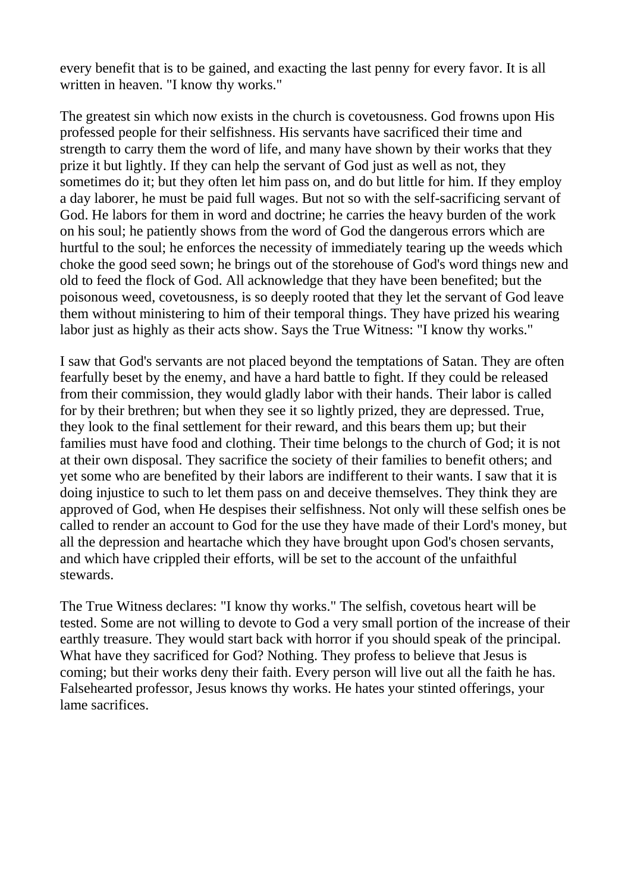every benefit that is to be gained, and exacting the last penny for every favor. It is all written in heaven. "I know thy works."

The greatest sin which now exists in the church is covetousness. God frowns upon His professed people for their selfishness. His servants have sacrificed their time and strength to carry them the word of life, and many have shown by their works that they prize it but lightly. If they can help the servant of God just as well as not, they sometimes do it; but they often let him pass on, and do but little for him. If they employ a day laborer, he must be paid full wages. But not so with the self-sacrificing servant of God. He labors for them in word and doctrine; he carries the heavy burden of the work on his soul; he patiently shows from the word of God the dangerous errors which are hurtful to the soul; he enforces the necessity of immediately tearing up the weeds which choke the good seed sown; he brings out of the storehouse of God's word things new and old to feed the flock of God. All acknowledge that they have been benefited; but the poisonous weed, covetousness, is so deeply rooted that they let the servant of God leave them without ministering to him of their temporal things. They have prized his wearing labor just as highly as their acts show. Says the True Witness: "I know thy works."

I saw that God's servants are not placed beyond the temptations of Satan. They are often fearfully beset by the enemy, and have a hard battle to fight. If they could be released from their commission, they would gladly labor with their hands. Their labor is called for by their brethren; but when they see it so lightly prized, they are depressed. True, they look to the final settlement for their reward, and this bears them up; but their families must have food and clothing. Their time belongs to the church of God; it is not at their own disposal. They sacrifice the society of their families to benefit others; and yet some who are benefited by their labors are indifferent to their wants. I saw that it is doing injustice to such to let them pass on and deceive themselves. They think they are approved of God, when He despises their selfishness. Not only will these selfish ones be called to render an account to God for the use they have made of their Lord's money, but all the depression and heartache which they have brought upon God's chosen servants, and which have crippled their efforts, will be set to the account of the unfaithful stewards.

The True Witness declares: "I know thy works." The selfish, covetous heart will be tested. Some are not willing to devote to God a very small portion of the increase of their earthly treasure. They would start back with horror if you should speak of the principal. What have they sacrificed for God? Nothing. They profess to believe that Jesus is coming; but their works deny their faith. Every person will live out all the faith he has. Falsehearted professor, Jesus knows thy works. He hates your stinted offerings, your lame sacrifices.